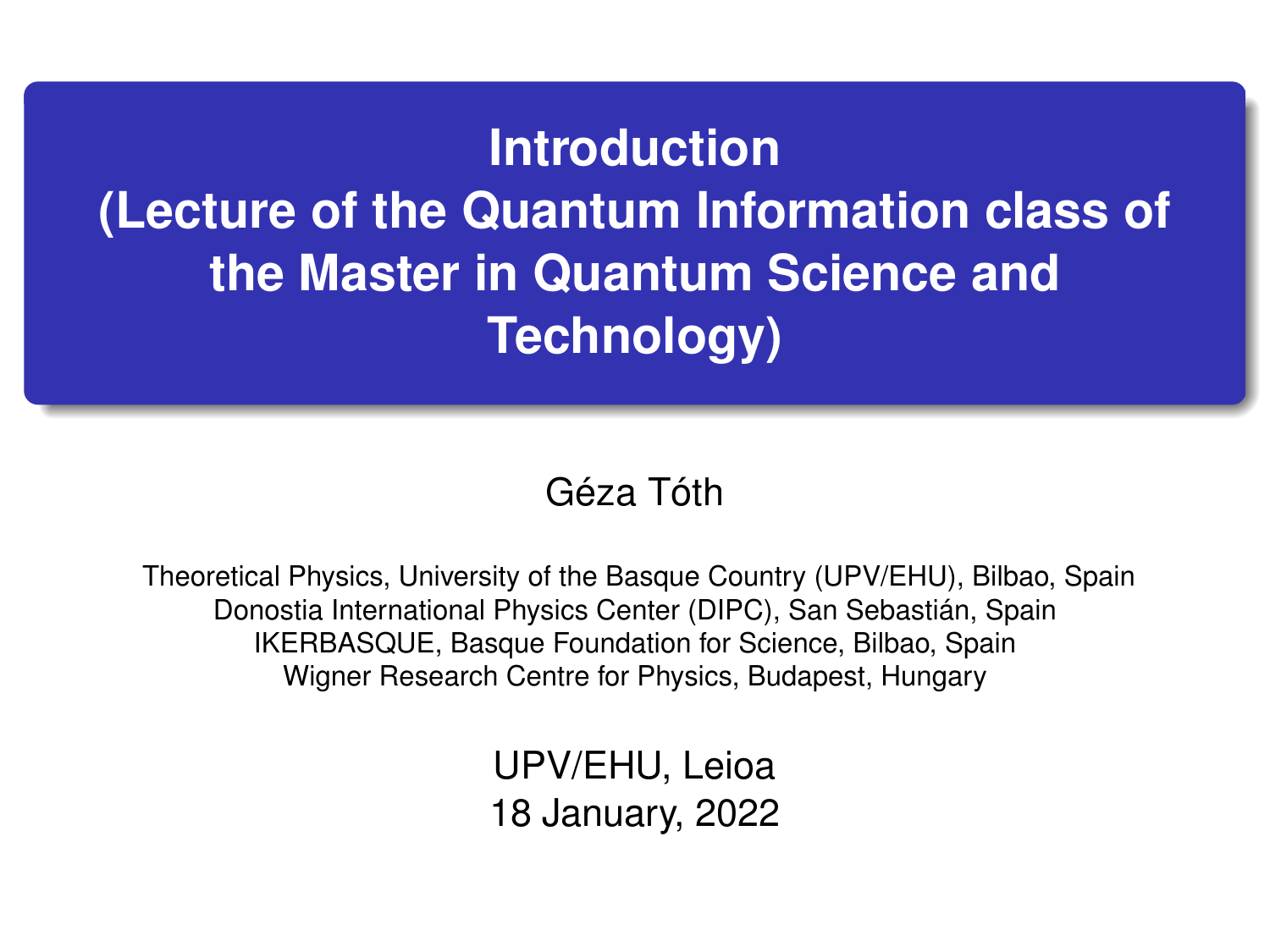# Introduction (Lecture of the Quantum Information class of the Master in Quantum Science and Technology)

Géza Tóth

Theoretical Physics, University of the Basque Country (UPV/EHU), Bilbao, Spain
Donostia International Physics Center (DIPC), San Sebastián, Spain
IKERBASQUE, Basque Foundation for Science, Bilbao, Spain
Wigner Research Centre for Physics, Budapest, Hungary

UPV/EHU, Leioa
18 January, 2022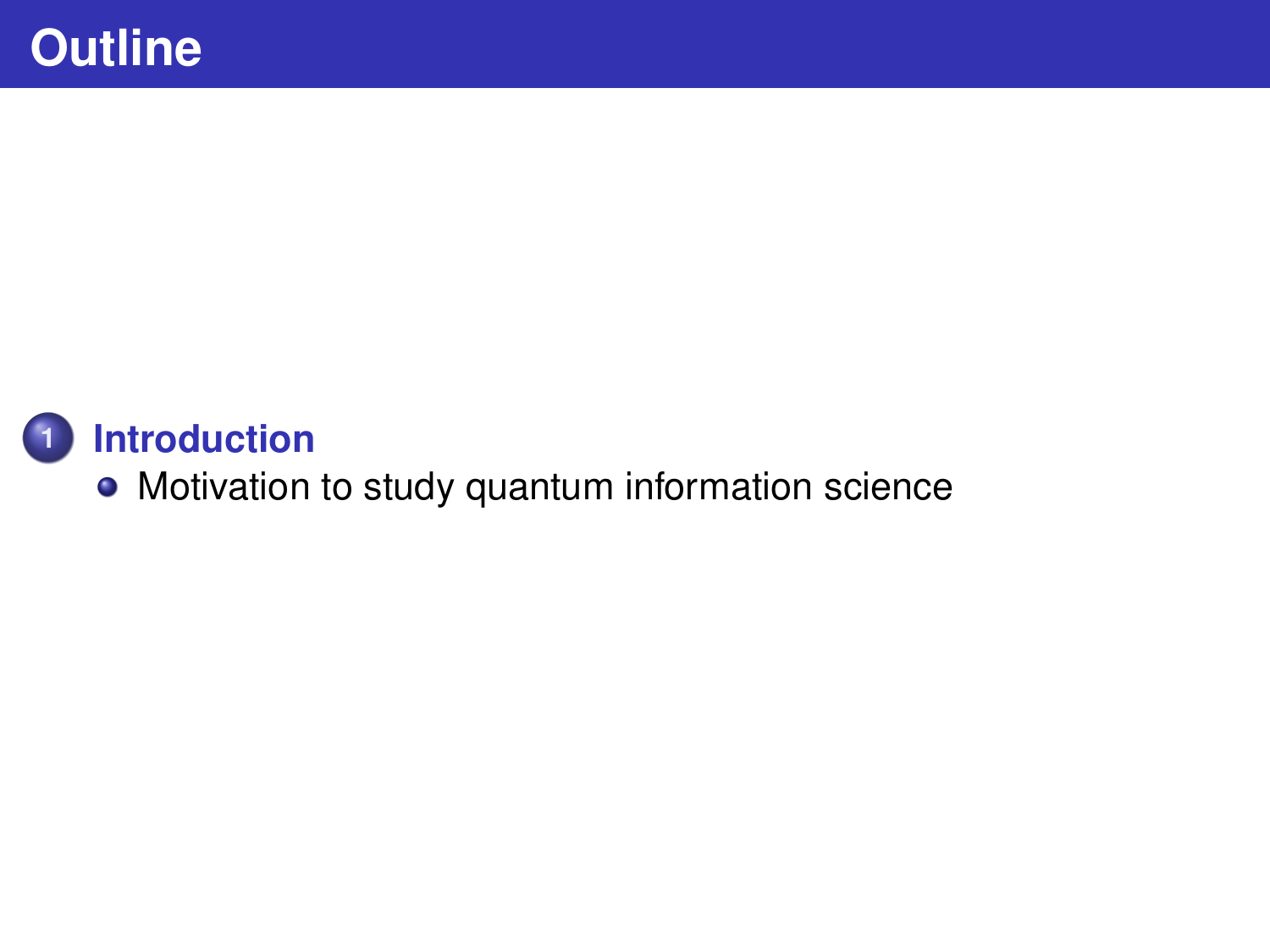# Outline

1. **Introduction**
   - Motivation to study quantum information science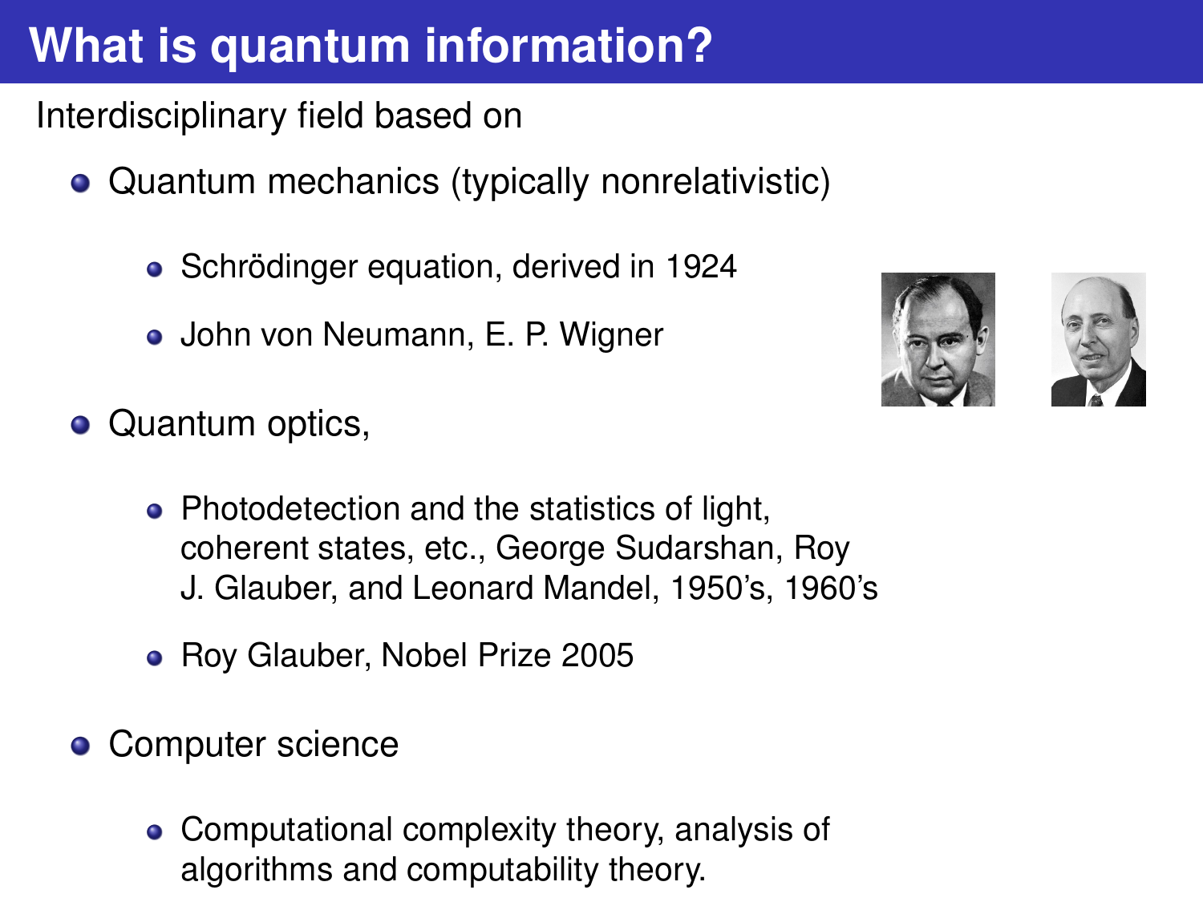# What is quantum information?

Interdisciplinary field based on

- Quantum mechanics (typically nonrelativistic)
  - Schrödinger equation, derived in 1924
  - John von Neumann, E. P. Wigner
- Quantum optics,
  - Photodetection and the statistics of light, coherent states, etc., George Sudarshan, Roy J. Glauber, and Leonard Mandel, 1950's, 1960's
  - Roy Glauber, Nobel Prize 2005
- Computer science
  - Computational complexity theory, analysis of algorithms and computability theory.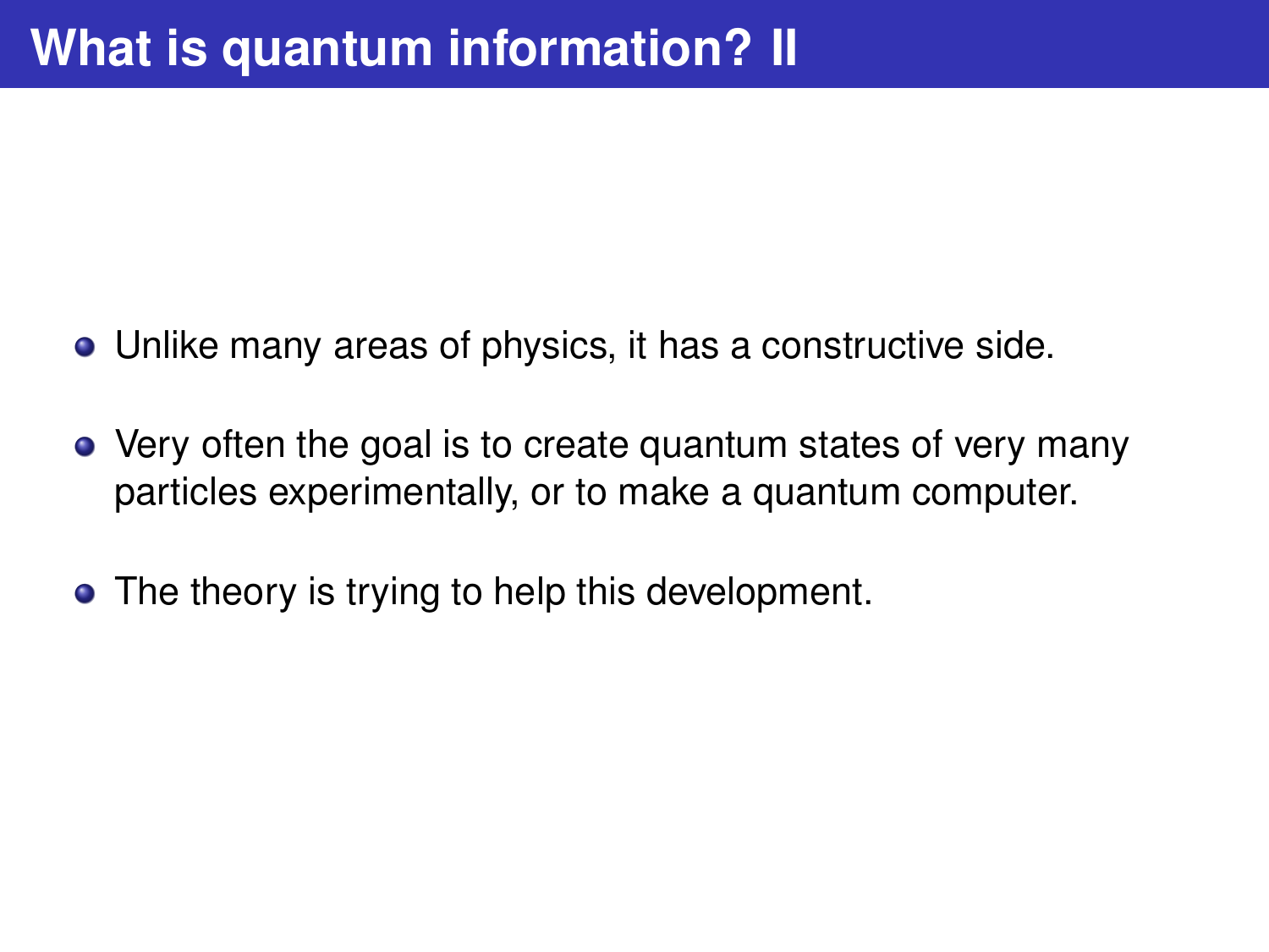# What is quantum information? II

- Unlike many areas of physics, it has a constructive side.
- Very often the goal is to create quantum states of very many particles experimentally, or to make a quantum computer.
- The theory is trying to help this development.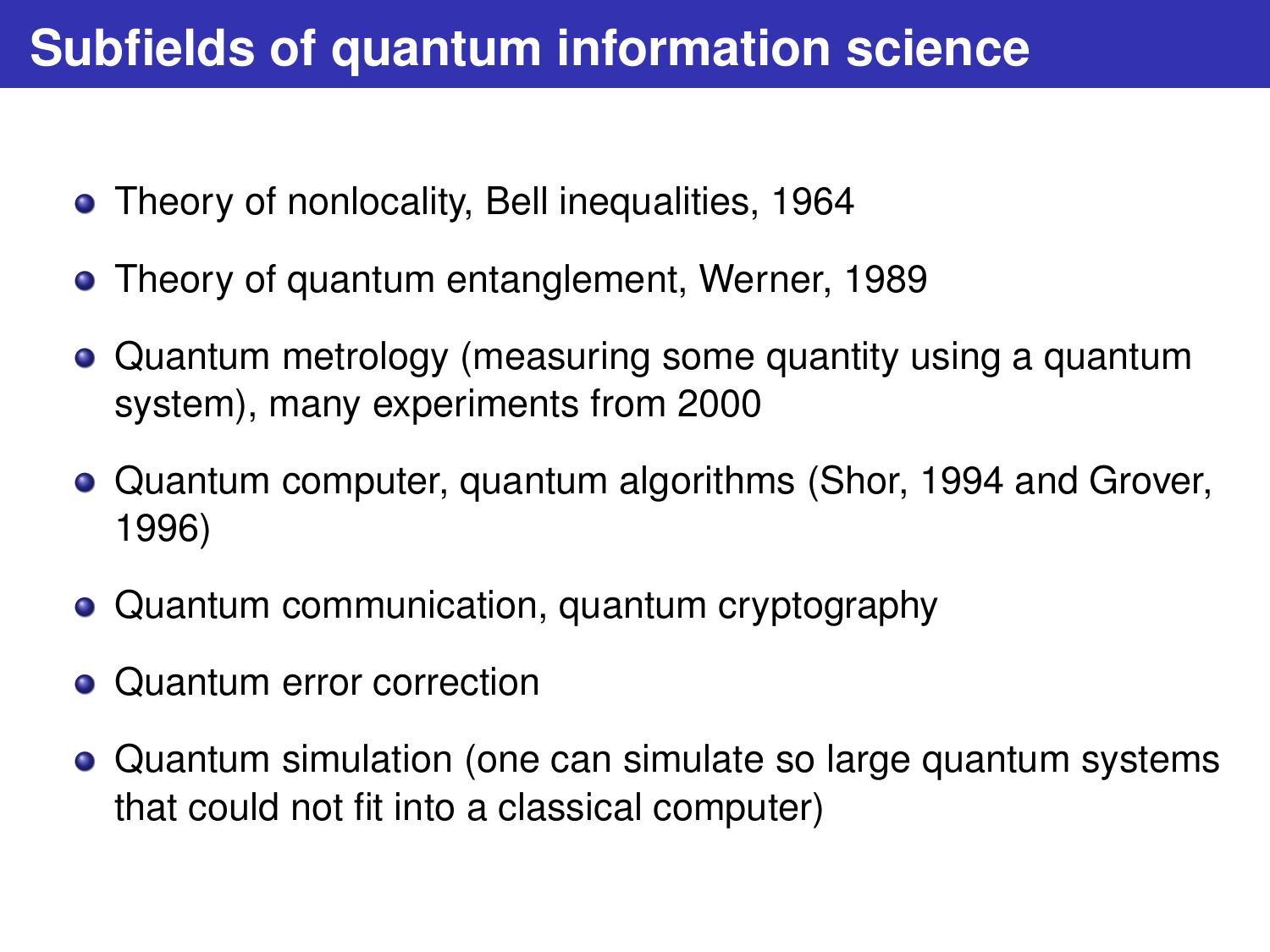# Subfields of quantum information science

- Theory of nonlocality, Bell inequalities, 1964
- Theory of quantum entanglement, Werner, 1989
- Quantum metrology (measuring some quantity using a quantum system), many experiments from 2000
- Quantum computer, quantum algorithms (Shor, 1994 and Grover, 1996)
- Quantum communication, quantum cryptography
- Quantum error correction
- Quantum simulation (one can simulate so large quantum systems that could not fit into a classical computer)